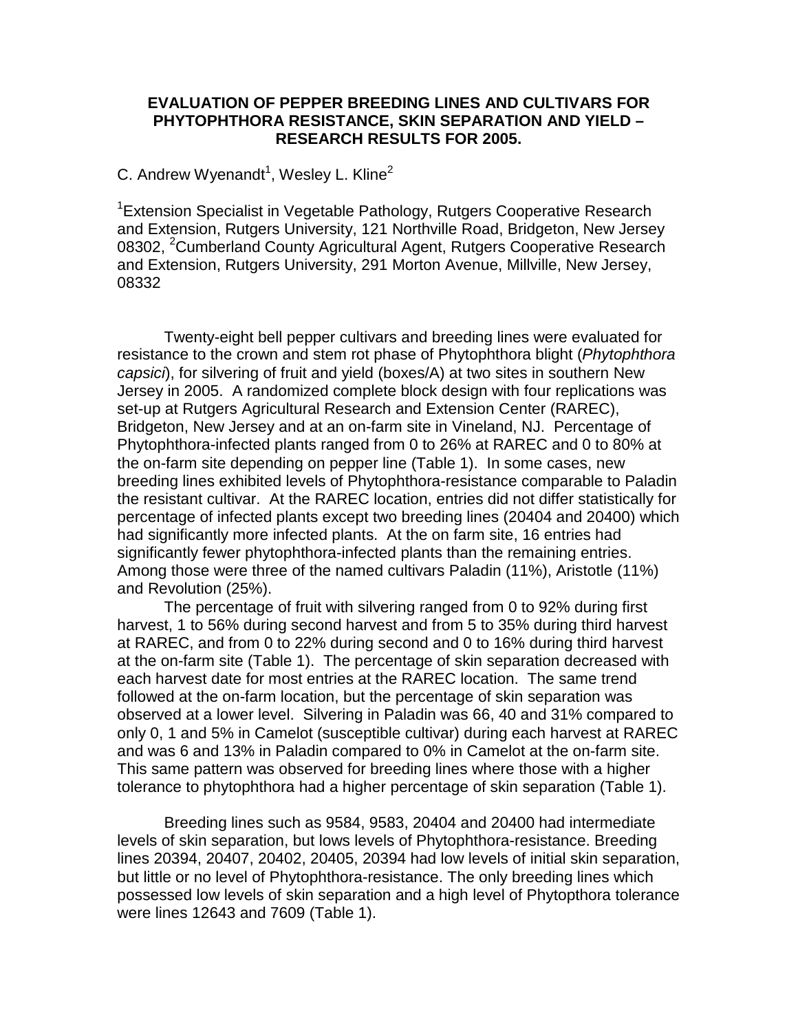# EVALUATION OF PEPPER BREEDING LINES AND CULTIVARS FOR PHYTOPHTHORA RESISTANCE, SKIN SEPARATION AND YIELD – RESEARCH RESULTS FOR 2005.

C. Andrew Wyenandt[1], Wesley L. Kline[2]

[1]Extension Specialist in Vegetable Pathology, Rutgers Cooperative Research and Extension, Rutgers University, 121 Northville Road, Bridgeton, New Jersey 08302, [2]Cumberland County Agricultural Agent, Rutgers Cooperative Research and Extension, Rutgers University, 291 Morton Avenue, Millville, New Jersey, 08332

Twenty-eight bell pepper cultivars and breeding lines were evaluated for resistance to the crown and stem rot phase of Phytophthora blight (*Phytophthora capsici*), for silvering of fruit and yield (boxes/A) at two sites in southern New Jersey in 2005. A randomized complete block design with four replications was set-up at Rutgers Agricultural Research and Extension Center (RAREC), Bridgeton, New Jersey and at an on-farm site in Vineland, NJ. Percentage of Phytophthora-infected plants ranged from 0 to 26% at RAREC and 0 to 80% at the on-farm site depending on pepper line (Table 1). In some cases, new breeding lines exhibited levels of Phytophthora-resistance comparable to Paladin the resistant cultivar. At the RAREC location, entries did not differ statistically for percentage of infected plants except two breeding lines (20404 and 20400) which had significantly more infected plants. At the on farm site, 16 entries had significantly fewer phytophthora-infected plants than the remaining entries. Among those were three of the named cultivars Paladin (11%), Aristotle (11%) and Revolution (25%).

The percentage of fruit with silvering ranged from 0 to 92% during first harvest, 1 to 56% during second harvest and from 5 to 35% during third harvest at RAREC, and from 0 to 22% during second and 0 to 16% during third harvest at the on-farm site (Table 1). The percentage of skin separation decreased with each harvest date for most entries at the RAREC location. The same trend followed at the on-farm location, but the percentage of skin separation was observed at a lower level. Silvering in Paladin was 66, 40 and 31% compared to only 0, 1 and 5% in Camelot (susceptible cultivar) during each harvest at RAREC and was 6 and 13% in Paladin compared to 0% in Camelot at the on-farm site. This same pattern was observed for breeding lines where those with a higher tolerance to phytophthora had a higher percentage of skin separation (Table 1).

Breeding lines such as 9584, 9583, 20404 and 20400 had intermediate levels of skin separation, but lows levels of Phytophthora-resistance. Breeding lines 20394, 20407, 20402, 20405, 20394 had low levels of initial skin separation, but little or no level of Phytophthora-resistance. The only breeding lines which possessed low levels of skin separation and a high level of Phytopthora tolerance were lines 12643 and 7609 (Table 1).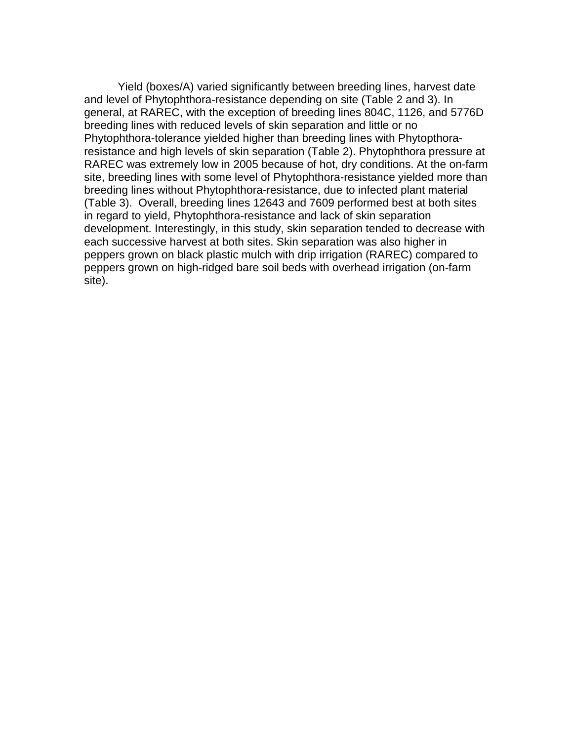Yield (boxes/A) varied significantly between breeding lines, harvest date and level of Phytophthora-resistance depending on site (Table 2 and 3). In general, at RAREC, with the exception of breeding lines 804C, 1126, and 5776D breeding lines with reduced levels of skin separation and little or no Phytophthora-tolerance yielded higher than breeding lines with Phytopthora-resistance and high levels of skin separation (Table 2). Phytophthora pressure at RAREC was extremely low in 2005 because of hot, dry conditions. At the on-farm site, breeding lines with some level of Phytophthora-resistance yielded more than breeding lines without Phytophthora-resistance, due to infected plant material (Table 3). Overall, breeding lines 12643 and 7609 performed best at both sites in regard to yield, Phytophthora-resistance and lack of skin separation development. Interestingly, in this study, skin separation tended to decrease with each successive harvest at both sites. Skin separation was also higher in peppers grown on black plastic mulch with drip irrigation (RAREC) compared to peppers grown on high-ridged bare soil beds with overhead irrigation (on-farm site).